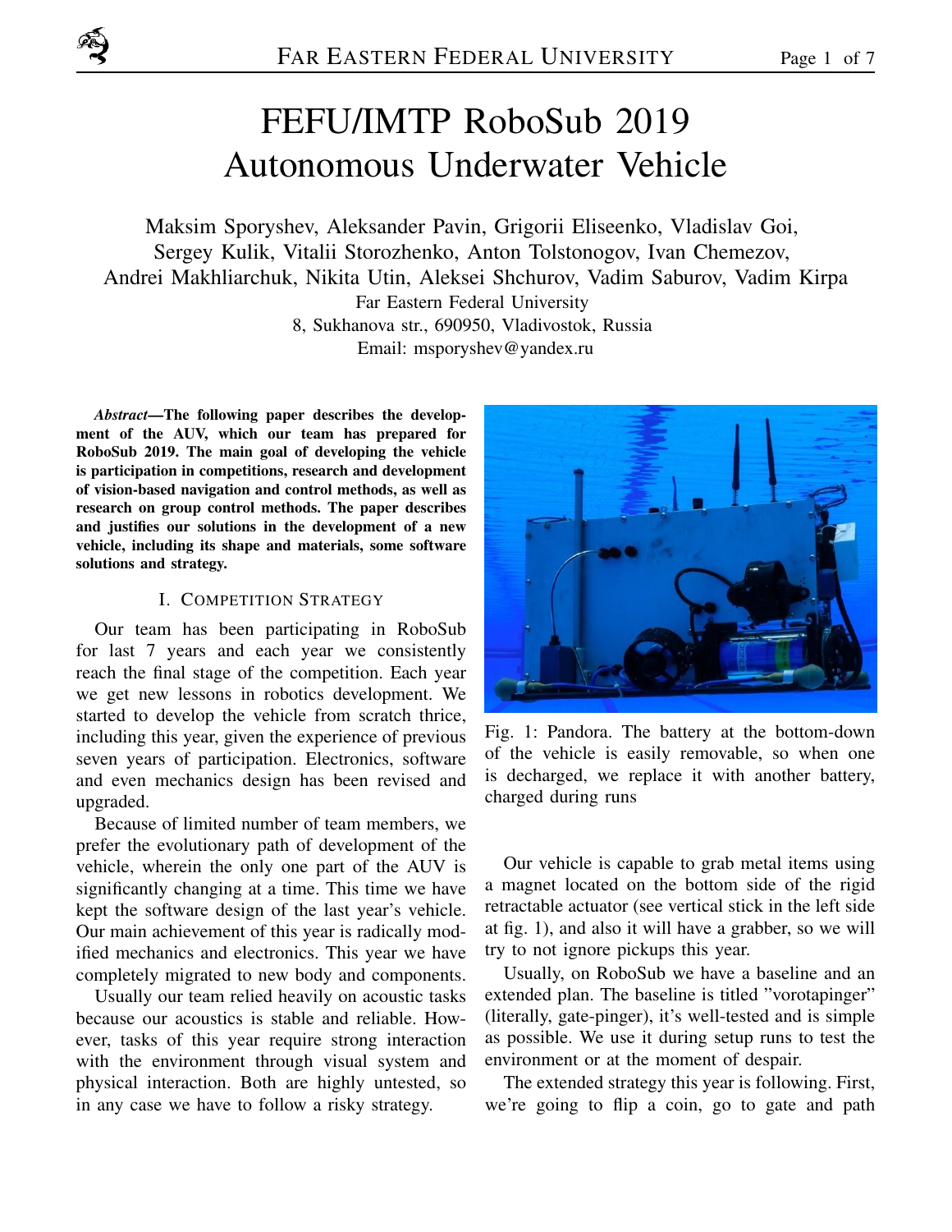# FEFU/IMTP RoboSub 2019 Autonomous Underwater Vehicle

Maksim Sporyshev, Aleksander Pavin, Grigorii Eliseenko, Vladislav Goi, Sergey Kulik, Vitalii Storozhenko, Anton Tolstonogov, Ivan Chemezov, Andrei Makhliarchuk, Nikita Utin, Aleksei Shchurov, Vadim Saburov, Vadim Kirpa

Far Eastern Federal University
8, Sukhanova str., 690950, Vladivostok, Russia
Email: msporyshev@yandex.ru

***Abstract*—The following paper describes the development of the AUV, which our team has prepared for RoboSub 2019. The main goal of developing the vehicle is participation in competitions, research and development of vision-based navigation and control methods, as well as research on group control methods. The paper describes and justifies our solutions in the development of a new vehicle, including its shape and materials, some software solutions and strategy.**

## I. Competition Strategy

Our team has been participating in RoboSub for last 7 years and each year we consistently reach the final stage of the competition. Each year we get new lessons in robotics development. We started to develop the vehicle from scratch thrice, including this year, given the experience of previous seven years of participation. Electronics, software and even mechanics design has been revised and upgraded.

Because of limited number of team members, we prefer the evolutionary path of development of the vehicle, wherein the only one part of the AUV is significantly changing at a time. This time we have kept the software design of the last year's vehicle. Our main achievement of this year is radically modified mechanics and electronics. This year we have completely migrated to new body and components.

Usually our team relied heavily on acoustic tasks because our acoustics is stable and reliable. However, tasks of this year require strong interaction with the environment through visual system and physical interaction. Both are highly untested, so in any case we have to follow a risky strategy.

Fig. 1: Pandora. The battery at the bottom-down of the vehicle is easily removable, so when one is decharged, we replace it with another battery, charged during runs

Our vehicle is capable to grab metal items using a magnet located on the bottom side of the rigid retractable actuator (see vertical stick in the left side at fig. 1), and also it will have a grabber, so we will try to not ignore pickups this year.

Usually, on RoboSub we have a baseline and an extended plan. The baseline is titled "vorotapinger" (literally, gate-pinger), it's well-tested and is simple as possible. We use it during setup runs to test the environment or at the moment of despair.

The extended strategy this year is following. First, we're going to flip a coin, go to gate and path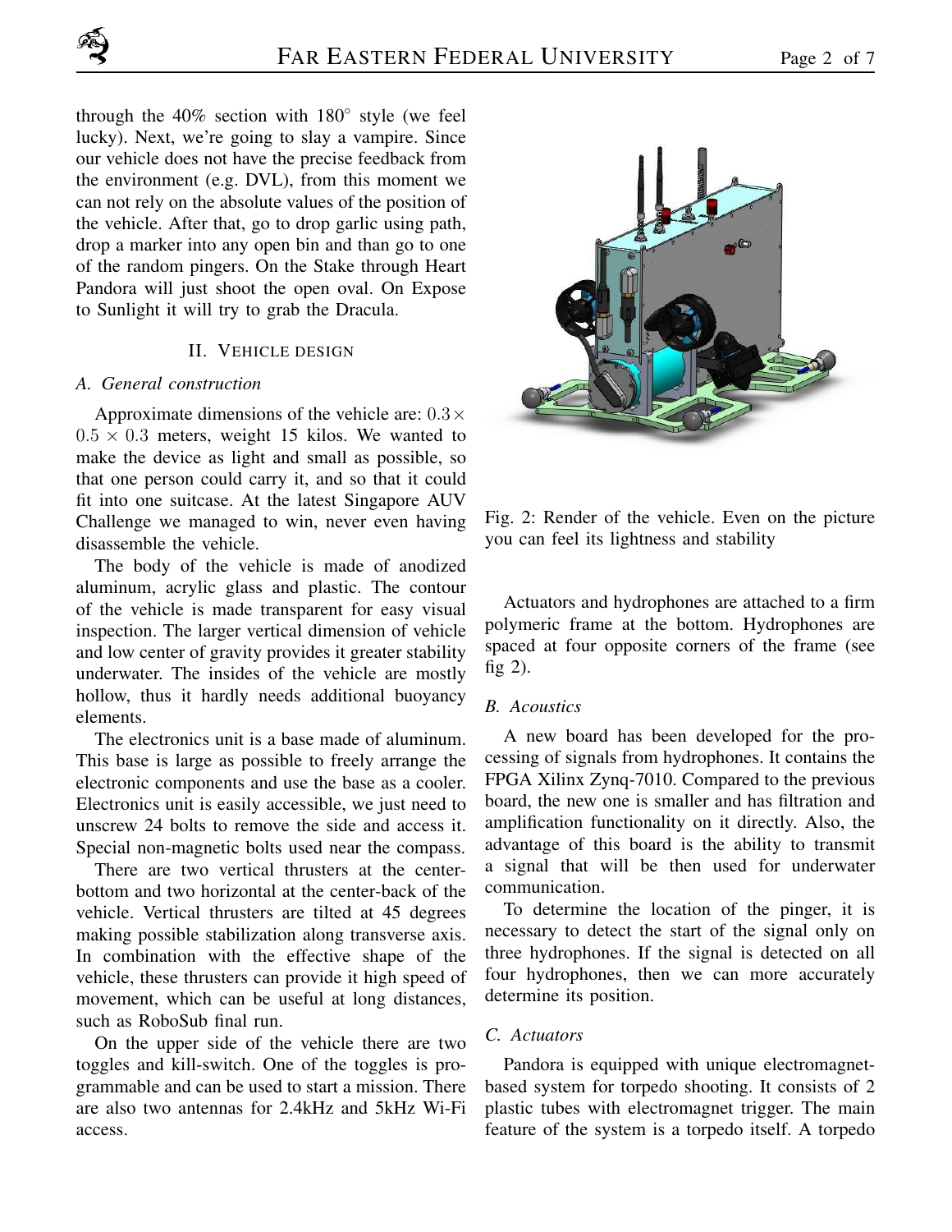through the 40% section with 180° style (we feel lucky). Next, we're going to slay a vampire. Since our vehicle does not have the precise feedback from the environment (e.g. DVL), from this moment we can not rely on the absolute values of the position of the vehicle. After that, go to drop garlic using path, drop a marker into any open bin and than go to one of the random pingers. On the Stake through Heart Pandora will just shoot the open oval. On Expose to Sunlight it will try to grab the Dracula.

## II. Vehicle design

### A. General construction

Approximate dimensions of the vehicle are: $0.3 \times 0.5 \times 0.3$ meters, weight 15 kilos. We wanted to make the device as light and small as possible, so that one person could carry it, and so that it could fit into one suitcase. At the latest Singapore AUV Challenge we managed to win, never even having disassemble the vehicle.

The body of the vehicle is made of anodized aluminum, acrylic glass and plastic. The contour of the vehicle is made transparent for easy visual inspection. The larger vertical dimension of vehicle and low center of gravity provides it greater stability underwater. The insides of the vehicle are mostly hollow, thus it hardly needs additional buoyancy elements.

The electronics unit is a base made of aluminum. This base is large as possible to freely arrange the electronic components and use the base as a cooler. Electronics unit is easily accessible, we just need to unscrew 24 bolts to remove the side and access it. Special non-magnetic bolts used near the compass.

There are two vertical thrusters at the center-bottom and two horizontal at the center-back of the vehicle. Vertical thrusters are tilted at 45 degrees making possible stabilization along transverse axis. In combination with the effective shape of the vehicle, these thrusters can provide it high speed of movement, which can be useful at long distances, such as RoboSub final run.

On the upper side of the vehicle there are two toggles and kill-switch. One of the toggles is programmable and can be used to start a mission. There are also two antennas for 2.4kHz and 5kHz Wi-Fi access.

Fig. 2: Render of the vehicle. Even on the picture you can feel its lightness and stability

Actuators and hydrophones are attached to a firm polymeric frame at the bottom. Hydrophones are spaced at four opposite corners of the frame (see fig 2).

### B. Acoustics

A new board has been developed for the processing of signals from hydrophones. It contains the FPGA Xilinx Zynq-7010. Compared to the previous board, the new one is smaller and has filtration and amplification functionality on it directly. Also, the advantage of this board is the ability to transmit a signal that will be then used for underwater communication.

To determine the location of the pinger, it is necessary to detect the start of the signal only on three hydrophones. If the signal is detected on all four hydrophones, then we can more accurately determine its position.

### C. Actuators

Pandora is equipped with unique electromagnet-based system for torpedo shooting. It consists of 2 plastic tubes with electromagnet trigger. The main feature of the system is a torpedo itself. A torpedo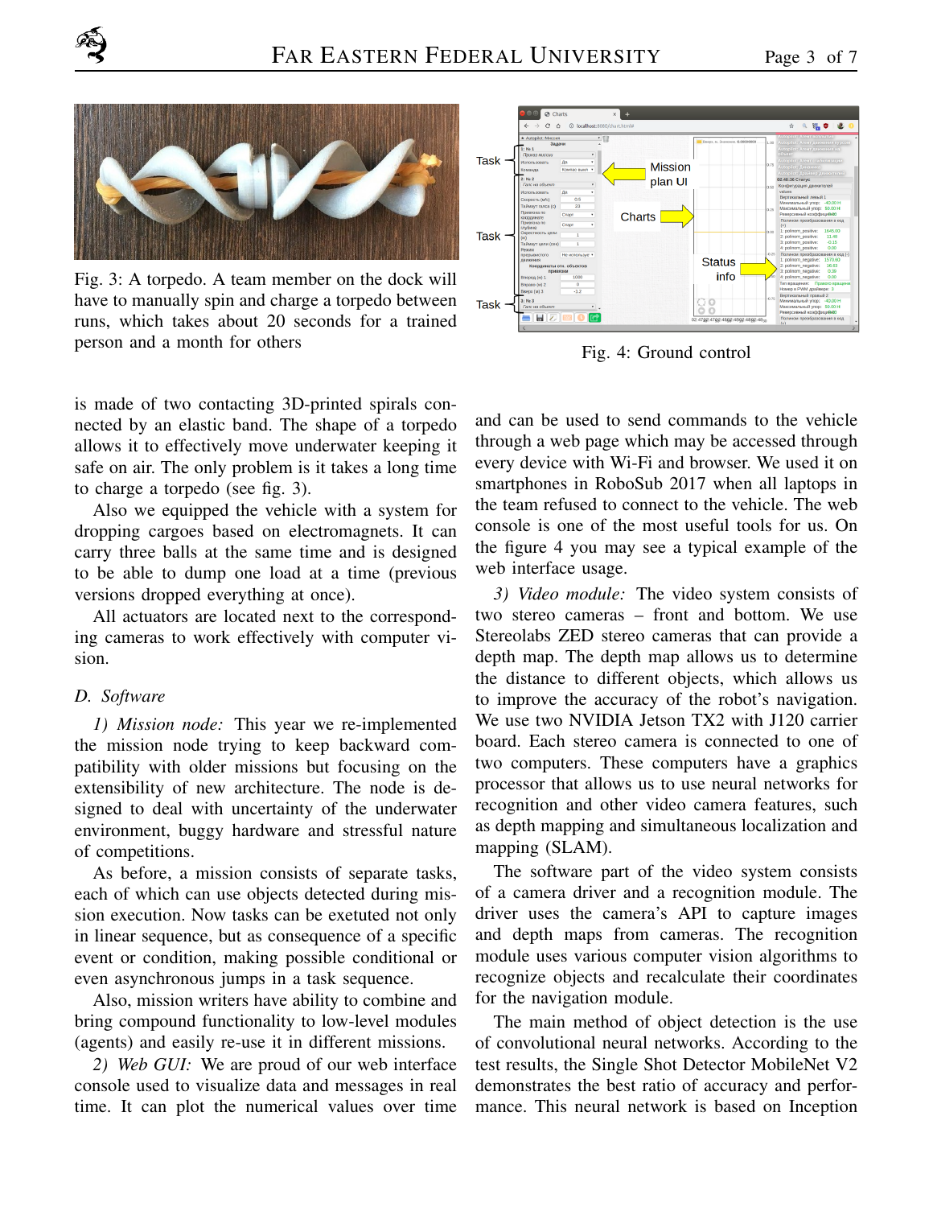Fig. 3: A torpedo. A team member on the dock will have to manually spin and charge a torpedo between runs, which takes about 20 seconds for a trained person and a month for others

Fig. 4: Ground control

is made of two contacting 3D-printed spirals connected by an elastic band. The shape of a torpedo allows it to effectively move underwater keeping it safe on air. The only problem is it takes a long time to charge a torpedo (see fig. 3).

Also we equipped the vehicle with a system for dropping cargoes based on electromagnets. It can carry three balls at the same time and is designed to be able to dump one load at a time (previous versions dropped everything at once).

All actuators are located next to the corresponding cameras to work effectively with computer vision.

### D. Software

*1) Mission node:* This year we re-implemented the mission node trying to keep backward compatibility with older missions but focusing on the extensibility of new architecture. The node is designed to deal with uncertainty of the underwater environment, buggy hardware and stressful nature of competitions.

As before, a mission consists of separate tasks, each of which can use objects detected during mission execution. Now tasks can be exetuted not only in linear sequence, but as consequence of a specific event or condition, making possible conditional or even asynchronous jumps in a task sequence.

Also, mission writers have ability to combine and bring compound functionality to low-level modules (agents) and easily re-use it in different missions.

*2) Web GUI:* We are proud of our web interface console used to visualize data and messages in real time. It can plot the numerical values over time and can be used to send commands to the vehicle through a web page which may be accessed through every device with Wi-Fi and browser. We used it on smartphones in RoboSub 2017 when all laptops in the team refused to connect to the vehicle. The web console is one of the most useful tools for us. On the figure 4 you may see a typical example of the web interface usage.

*3) Video module:* The video system consists of two stereo cameras – front and bottom. We use Stereolabs ZED stereo cameras that can provide a depth map. The depth map allows us to determine the distance to different objects, which allows us to improve the accuracy of the robot's navigation. We use two NVIDIA Jetson TX2 with J120 carrier board. Each stereo camera is connected to one of two computers. These computers have a graphics processor that allows us to use neural networks for recognition and other video camera features, such as depth mapping and simultaneous localization and mapping (SLAM).

The software part of the video system consists of a camera driver and a recognition module. The driver uses the camera's API to capture images and depth maps from cameras. The recognition module uses various computer vision algorithms to recognize objects and recalculate their coordinates for the navigation module.

The main method of object detection is the use of convolutional neural networks. According to the test results, the Single Shot Detector MobileNet V2 demonstrates the best ratio of accuracy and performance. This neural network is based on Inception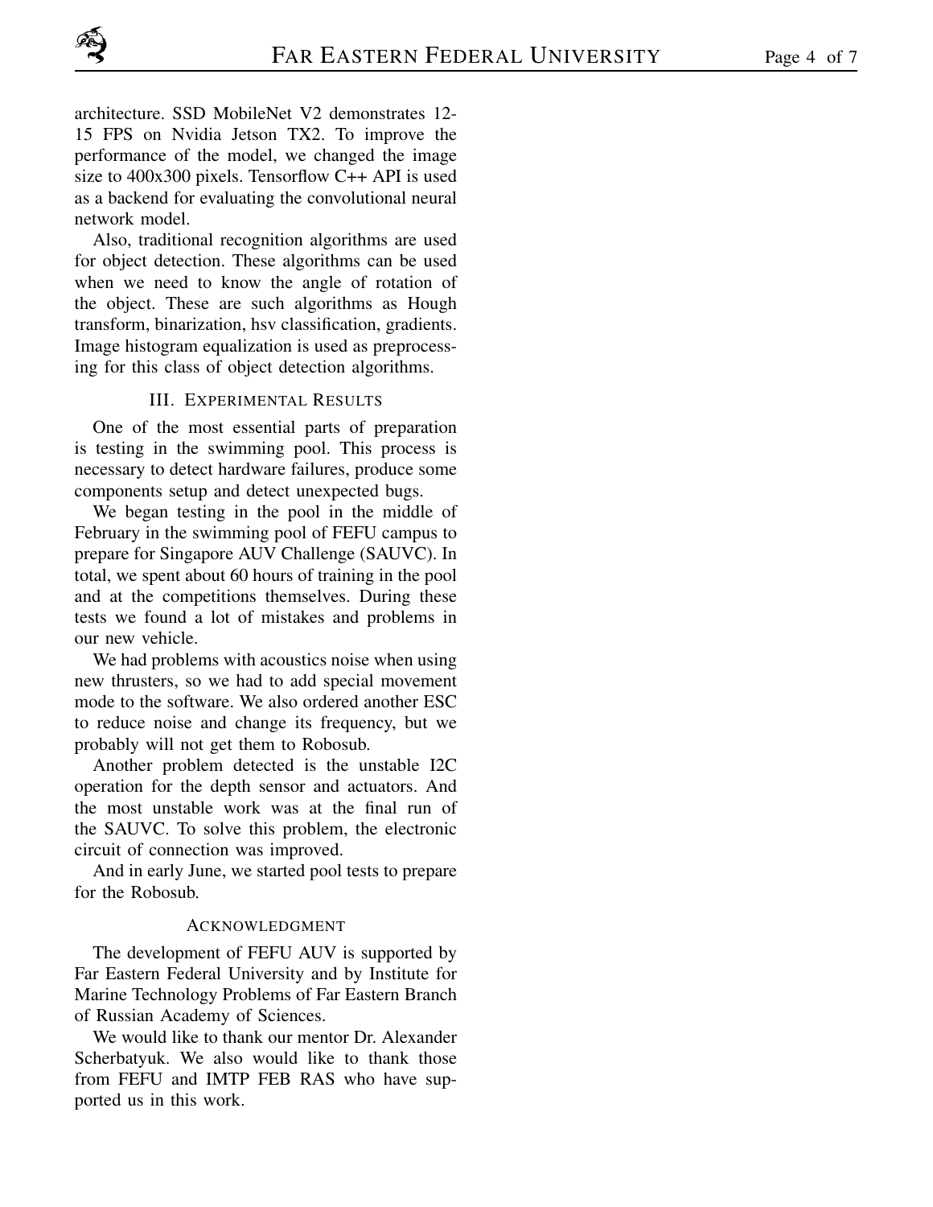architecture. SSD MobileNet V2 demonstrates 12-15 FPS on Nvidia Jetson TX2. To improve the performance of the model, we changed the image size to 400x300 pixels. Tensorflow C++ API is used as a backend for evaluating the convolutional neural network model.

Also, traditional recognition algorithms are used for object detection. These algorithms can be used when we need to know the angle of rotation of the object. These are such algorithms as Hough transform, binarization, hsv classification, gradients. Image histogram equalization is used as preprocessing for this class of object detection algorithms.

## III. Experimental Results

One of the most essential parts of preparation is testing in the swimming pool. This process is necessary to detect hardware failures, produce some components setup and detect unexpected bugs.

We began testing in the pool in the middle of February in the swimming pool of FEFU campus to prepare for Singapore AUV Challenge (SAUVC). In total, we spent about 60 hours of training in the pool and at the competitions themselves. During these tests we found a lot of mistakes and problems in our new vehicle.

We had problems with acoustics noise when using new thrusters, so we had to add special movement mode to the software. We also ordered another ESC to reduce noise and change its frequency, but we probably will not get them to Robosub.

Another problem detected is the unstable I2C operation for the depth sensor and actuators. And the most unstable work was at the final run of the SAUVC. To solve this problem, the electronic circuit of connection was improved.

And in early June, we started pool tests to prepare for the Robosub.

## Acknowledgment

The development of FEFU AUV is supported by Far Eastern Federal University and by Institute for Marine Technology Problems of Far Eastern Branch of Russian Academy of Sciences.

We would like to thank our mentor Dr. Alexander Scherbatyuk. We also would like to thank those from FEFU and IMTP FEB RAS who have supported us in this work.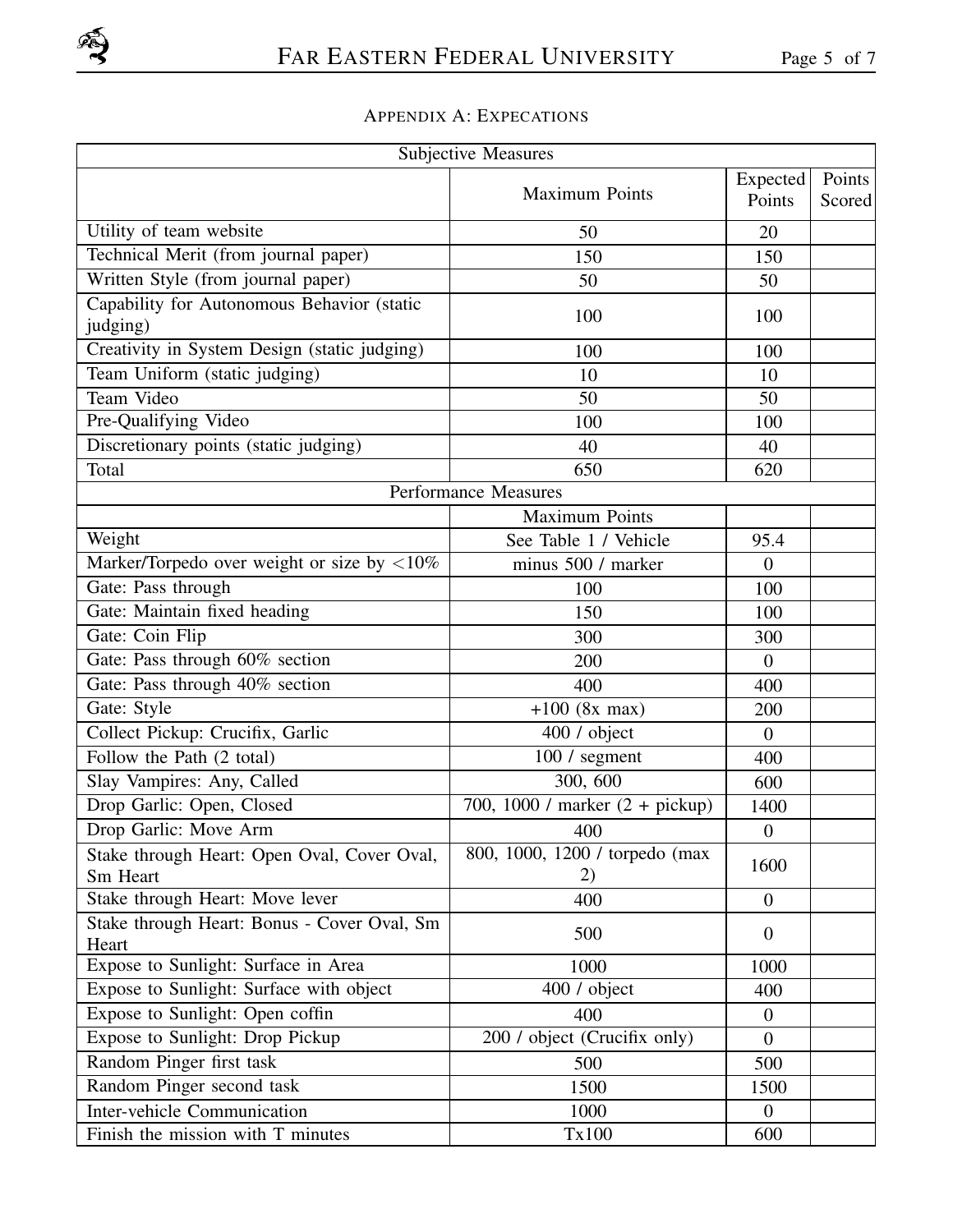# APPENDIX A: EXPECATIONS

| Subjective Measures | | | |
|---|---|---|---|
| | Maximum Points | Expected Points | Points Scored |
| Utility of team website | 50 | 20 | |
| Technical Merit (from journal paper) | 150 | 150 | |
| Written Style (from journal paper) | 50 | 50 | |
| Capability for Autonomous Behavior (static judging) | 100 | 100 | |
| Creativity in System Design (static judging) | 100 | 100 | |
| Team Uniform (static judging) | 10 | 10 | |
| Team Video | 50 | 50 | |
| Pre-Qualifying Video | 100 | 100 | |
| Discretionary points (static judging) | 40 | 40 | |
| Total | 650 | 620 | |
| Performance Measures | | | |
| | Maximum Points | | |
| Weight | See Table 1 / Vehicle | 95.4 | |
| Marker/Torpedo over weight or size by <10% | minus 500 / marker | 0 | |
| Gate: Pass through | 100 | 100 | |
| Gate: Maintain fixed heading | 150 | 100 | |
| Gate: Coin Flip | 300 | 300 | |
| Gate: Pass through 60% section | 200 | 0 | |
| Gate: Pass through 40% section | 400 | 400 | |
| Gate: Style | +100 (8x max) | 200 | |
| Collect Pickup: Crucifix, Garlic | 400 / object | 0 | |
| Follow the Path (2 total) | 100 / segment | 400 | |
| Slay Vampires: Any, Called | 300, 600 | 600 | |
| Drop Garlic: Open, Closed | 700, 1000 / marker (2 + pickup) | 1400 | |
| Drop Garlic: Move Arm | 400 | 0 | |
| Stake through Heart: Open Oval, Cover Oval, Sm Heart | 800, 1000, 1200 / torpedo (max 2) | 1600 | |
| Stake through Heart: Move lever | 400 | 0 | |
| Stake through Heart: Bonus - Cover Oval, Sm Heart | 500 | 0 | |
| Expose to Sunlight: Surface in Area | 1000 | 1000 | |
| Expose to Sunlight: Surface with object | 400 / object | 400 | |
| Expose to Sunlight: Open coffin | 400 | 0 | |
| Expose to Sunlight: Drop Pickup | 200 / object (Crucifix only) | 0 | |
| Random Pinger first task | 500 | 500 | |
| Random Pinger second task | 1500 | 1500 | |
| Inter-vehicle Communication | 1000 | 0 | |
| Finish the mission with T minutes | Tx100 | 600 | |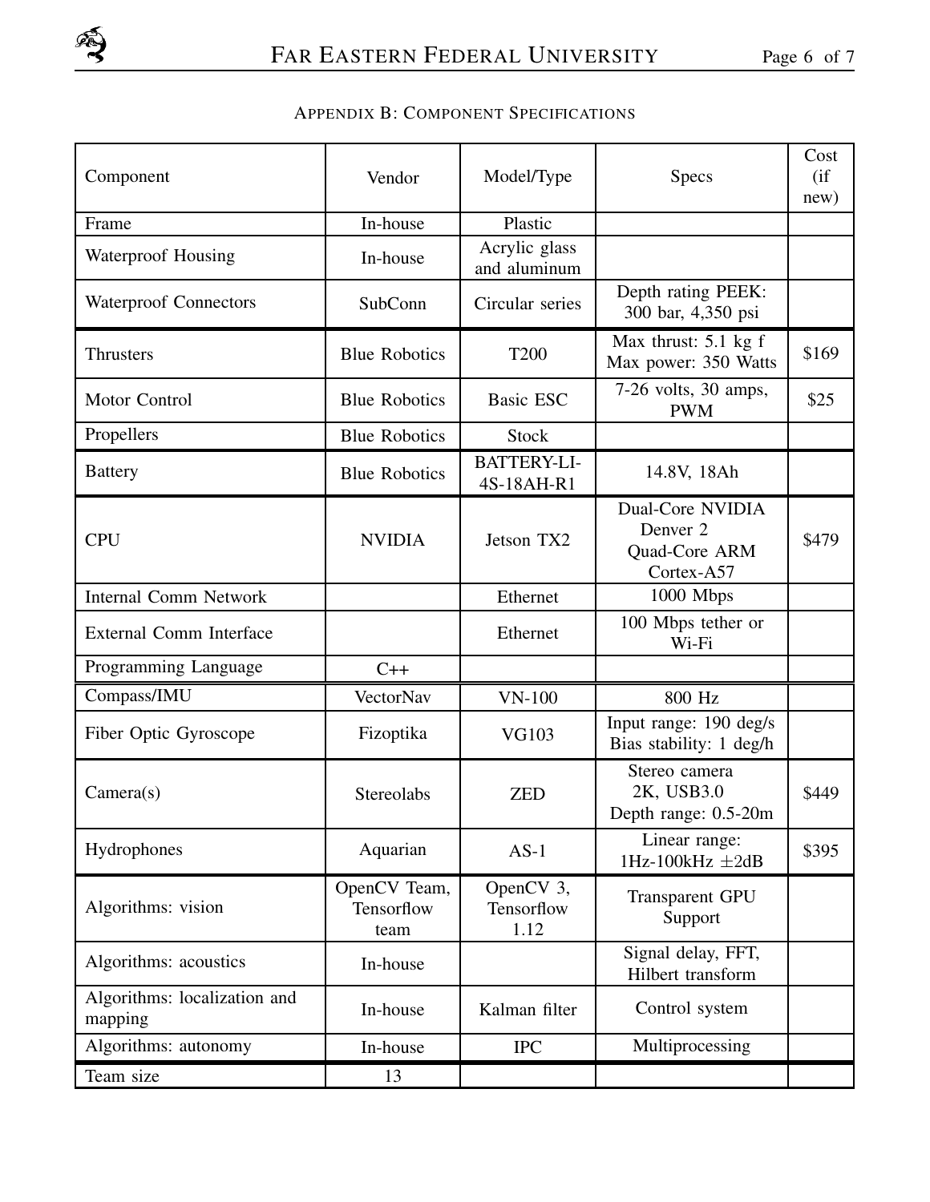## Appendix B: Component Specifications

| Component | Vendor | Model/Type | Specs | Cost (if new) |
|---|---|---|---|---|
| Frame | In-house | Plastic | | |
| Waterproof Housing | In-house | Acrylic glass and aluminum | | |
| Waterproof Connectors | SubConn | Circular series | Depth rating PEEK: 300 bar, 4,350 psi | |
| Thrusters | Blue Robotics | T200 | Max thrust: 5.1 kg f Max power: 350 Watts | \$169 |
| Motor Control | Blue Robotics | Basic ESC | 7-26 volts, 30 amps, PWM | \$25 |
| Propellers | Blue Robotics | Stock | | |
| Battery | Blue Robotics | BATTERY-LI-4S-18AH-R1 | 14.8V, 18Ah | |
| CPU | NVIDIA | Jetson TX2 | Dual-Core NVIDIA Denver 2 Quad-Core ARM Cortex-A57 | \$479 |
| Internal Comm Network | | Ethernet | 1000 Mbps | |
| External Comm Interface | | Ethernet | 100 Mbps tether or Wi-Fi | |
| Programming Language | C++ | | | |
| Compass/IMU | VectorNav | VN-100 | 800 Hz | |
| Fiber Optic Gyroscope | Fizoptika | VG103 | Input range: 190 deg/s Bias stability: 1 deg/h | |
| Camera(s) | Stereolabs | ZED | Stereo camera 2K, USB3.0 Depth range: 0.5-20m | \$449 |
| Hydrophones | Aquarian | AS-1 | Linear range: 1Hz-100kHz $\pm$2dB | \$395 |
| Algorithms: vision | OpenCV Team, Tensorflow team | OpenCV 3, Tensorflow 1.12 | Transparent GPU Support | |
| Algorithms: acoustics | In-house | | Signal delay, FFT, Hilbert transform | |
| Algorithms: localization and mapping | In-house | Kalman filter | Control system | |
| Algorithms: autonomy | In-house | IPC | Multiprocessing | |
| Team size | 13 | | | |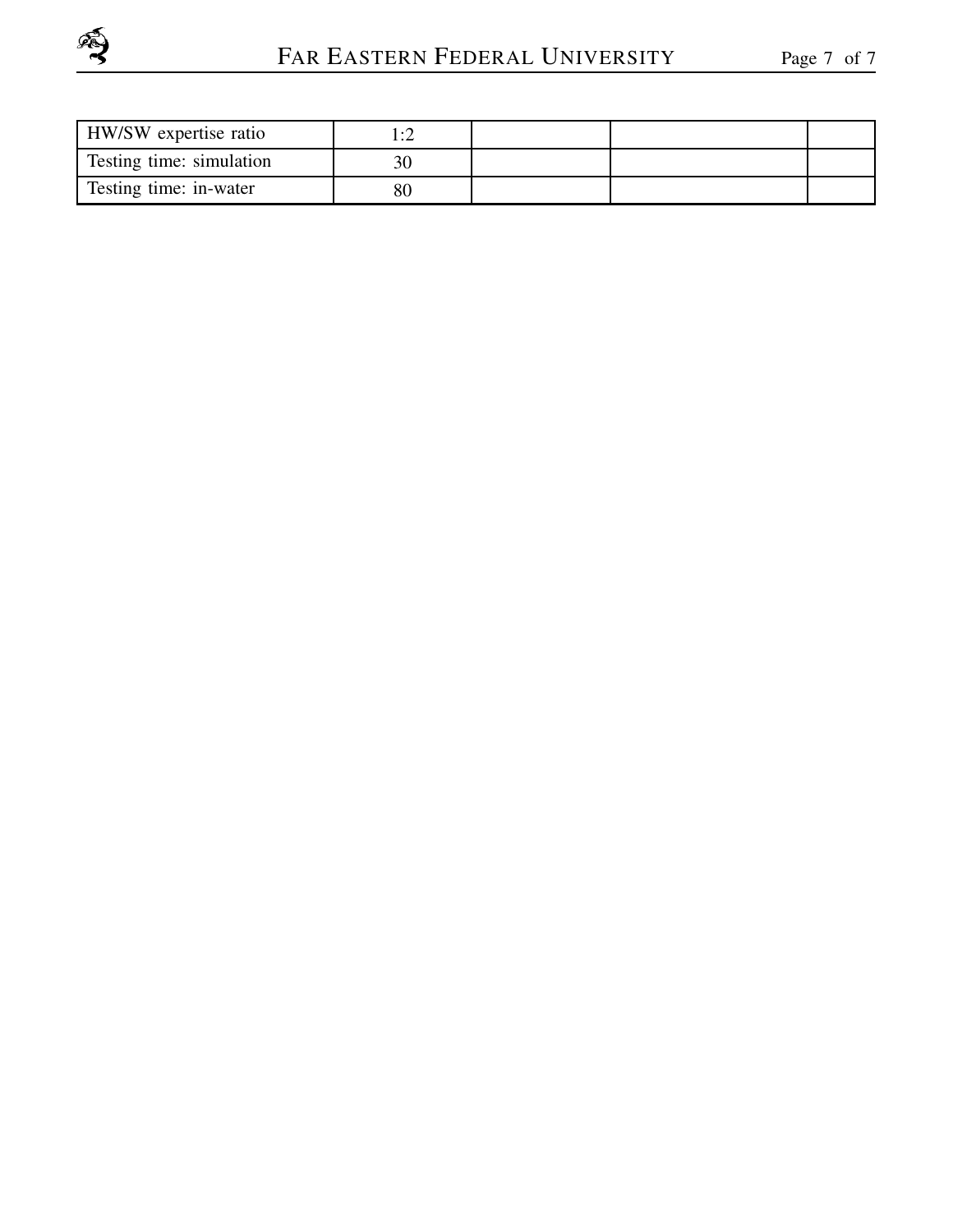| | | | | |
|---|---|---|---|---|
| HW/SW expertise ratio | 1:2 | | | |
| Testing time: simulation | 30 | | | |
| Testing time: in-water | 80 | | | |